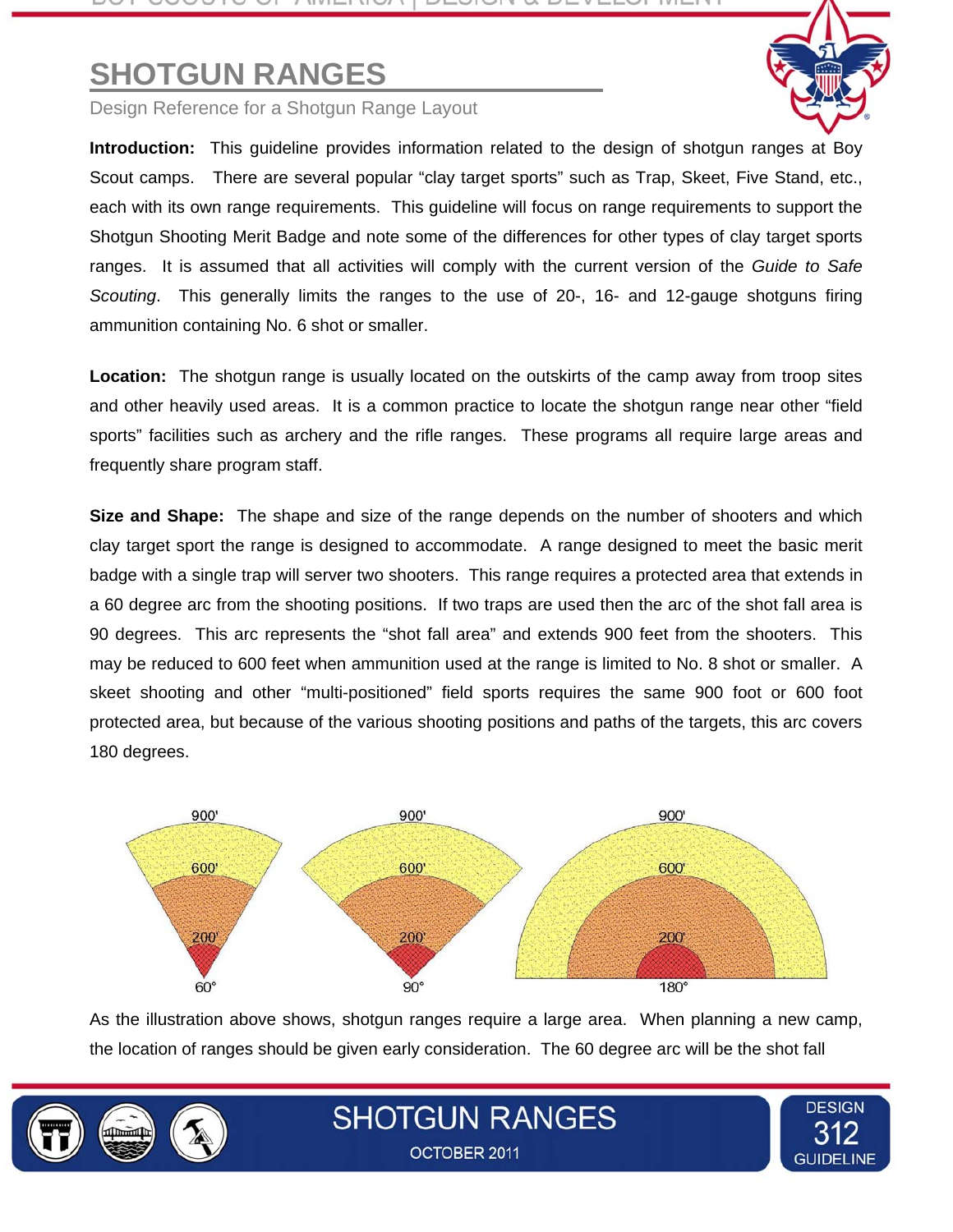# SHOTGUN RANGES

Design Reference for a Shotgun Range Layout

**Introduction:** This guideline provides information related to the design of shotgun ranges at Boy Scout camps. There are several popular "clay target sports" such as Trap, Skeet, Five Stand, etc., each with its own range requirements. This guideline will focus on range requirements to support the Shotgun Shooting Merit Badge and note some of the differences for other types of clay target sports ranges. It is assumed that all activities will comply with the current version of the *Guide to Safe Scouting*. This generally limits the ranges to the use of 20-, 16- and 12-gauge shotguns firing ammunition containing No. 6 shot or smaller.

**Location:** The shotgun range is usually located on the outskirts of the camp away from troop sites and other heavily used areas. It is a common practice to locate the shotgun range near other "field sports" facilities such as archery and the rifle ranges. These programs all require large areas and frequently share program staff.

**Size and Shape:** The shape and size of the range depends on the number of shooters and which clay target sport the range is designed to accommodate. A range designed to meet the basic merit badge with a single trap will server two shooters. This range requires a protected area that extends in a 60 degree arc from the shooting positions. If two traps are used then the arc of the shot fall area is 90 degrees. This arc represents the "shot fall area" and extends 900 feet from the shooters. This may be reduced to 600 feet when ammunition used at the range is limited to No. 8 shot or smaller. A skeet shooting and other "multi-positioned" field sports requires the same 900 foot or 600 foot protected area, but because of the various shooting positions and paths of the targets, this arc covers 180 degrees.

As the illustration above shows, shotgun ranges require a large area. When planning a new camp, the location of ranges should be given early consideration. The 60 degree arc will be the shot fall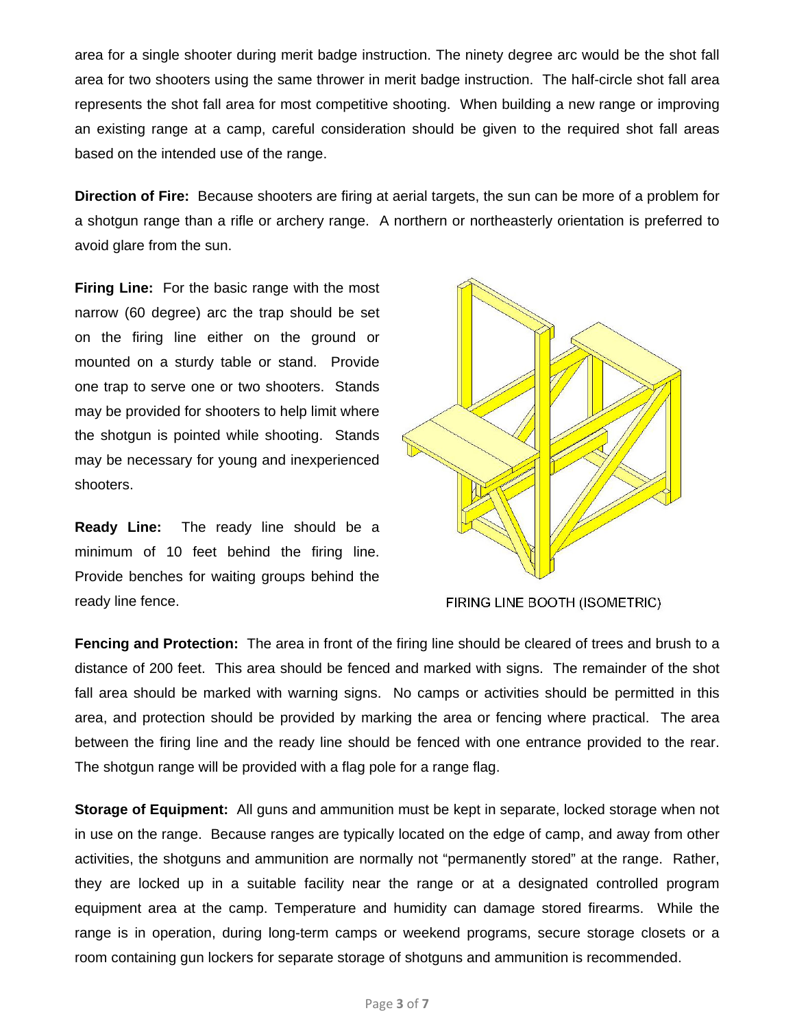area for a single shooter during merit badge instruction. The ninety degree arc would be the shot fall area for two shooters using the same thrower in merit badge instruction. The half-circle shot fall area represents the shot fall area for most competitive shooting. When building a new range or improving an existing range at a camp, careful consideration should be given to the required shot fall areas based on the intended use of the range.

**Direction of Fire:** Because shooters are firing at aerial targets, the sun can be more of a problem for a shotgun range than a rifle or archery range. A northern or northeasterly orientation is preferred to avoid glare from the sun.

**Firing Line:** For the basic range with the most narrow (60 degree) arc the trap should be set on the firing line either on the ground or mounted on a sturdy table or stand. Provide one trap to serve one or two shooters. Stands may be provided for shooters to help limit where the shotgun is pointed while shooting. Stands may be necessary for young and inexperienced shooters.

**Ready Line:** The ready line should be a minimum of 10 feet behind the firing line. Provide benches for waiting groups behind the ready line fence.

FIRING LINE BOOTH (ISOMETRIC)

**Fencing and Protection:** The area in front of the firing line should be cleared of trees and brush to a distance of 200 feet. This area should be fenced and marked with signs. The remainder of the shot fall area should be marked with warning signs. No camps or activities should be permitted in this area, and protection should be provided by marking the area or fencing where practical. The area between the firing line and the ready line should be fenced with one entrance provided to the rear. The shotgun range will be provided with a flag pole for a range flag.

**Storage of Equipment:** All guns and ammunition must be kept in separate, locked storage when not in use on the range. Because ranges are typically located on the edge of camp, and away from other activities, the shotguns and ammunition are normally not "permanently stored" at the range. Rather, they are locked up in a suitable facility near the range or at a designated controlled program equipment area at the camp. Temperature and humidity can damage stored firearms. While the range is in operation, during long-term camps or weekend programs, secure storage closets or a room containing gun lockers for separate storage of shotguns and ammunition is recommended.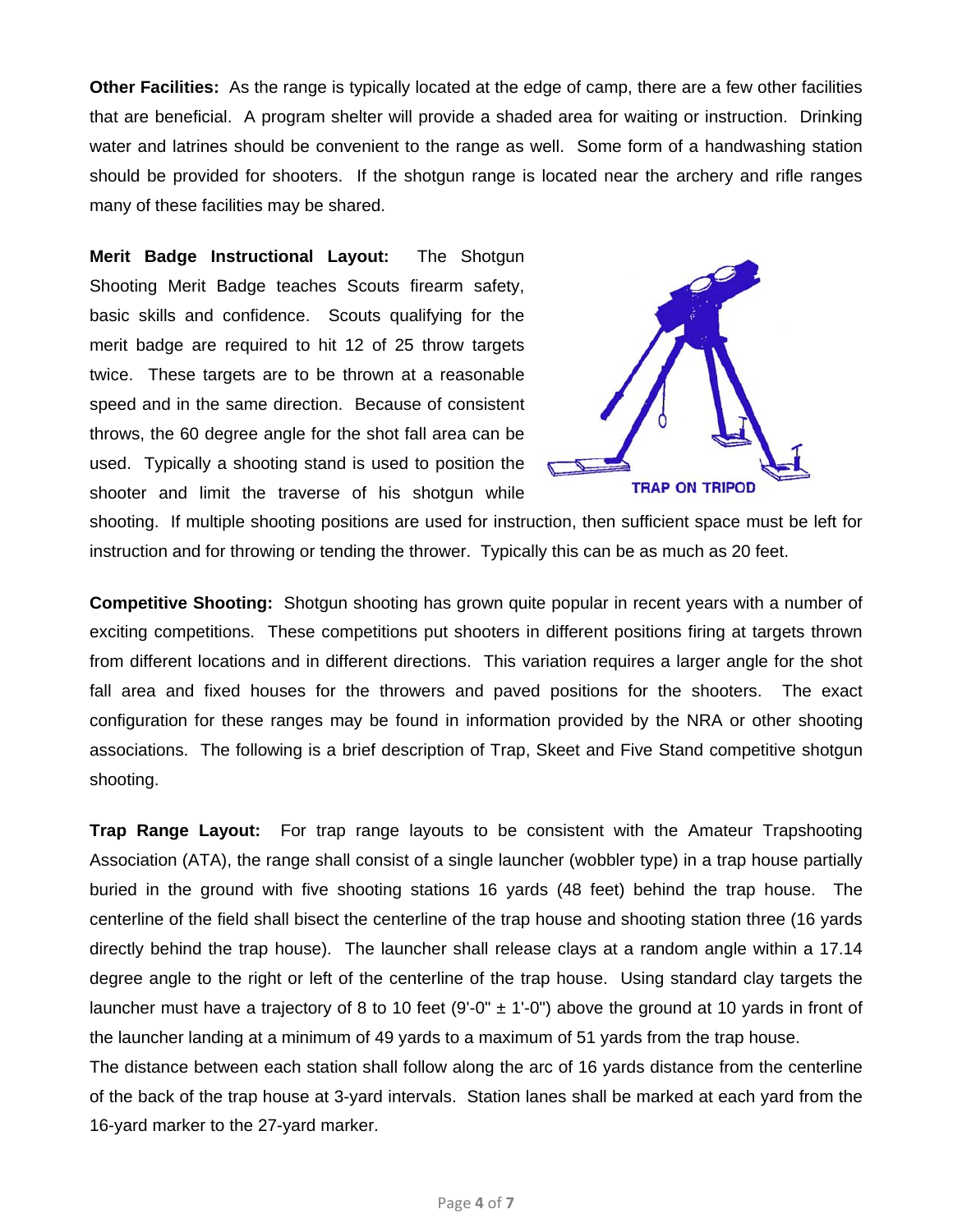**Other Facilities:** As the range is typically located at the edge of camp, there are a few other facilities that are beneficial. A program shelter will provide a shaded area for waiting or instruction. Drinking water and latrines should be convenient to the range as well. Some form of a handwashing station should be provided for shooters. If the shotgun range is located near the archery and rifle ranges many of these facilities may be shared.

**Merit Badge Instructional Layout:** The Shotgun Shooting Merit Badge teaches Scouts firearm safety, basic skills and confidence. Scouts qualifying for the merit badge are required to hit 12 of 25 throw targets twice. These targets are to be thrown at a reasonable speed and in the same direction. Because of consistent throws, the 60 degree angle for the shot fall area can be used. Typically a shooting stand is used to position the shooter and limit the traverse of his shotgun while shooting. If multiple shooting positions are used for instruction, then sufficient space must be left for instruction and for throwing or tending the thrower. Typically this can be as much as 20 feet.

TRAP ON TRIPOD

**Competitive Shooting:** Shotgun shooting has grown quite popular in recent years with a number of exciting competitions. These competitions put shooters in different positions firing at targets thrown from different locations and in different directions. This variation requires a larger angle for the shot fall area and fixed houses for the throwers and paved positions for the shooters. The exact configuration for these ranges may be found in information provided by the NRA or other shooting associations. The following is a brief description of Trap, Skeet and Five Stand competitive shotgun shooting.

**Trap Range Layout:** For trap range layouts to be consistent with the Amateur Trapshooting Association (ATA), the range shall consist of a single launcher (wobbler type) in a trap house partially buried in the ground with five shooting stations 16 yards (48 feet) behind the trap house. The centerline of the field shall bisect the centerline of the trap house and shooting station three (16 yards directly behind the trap house). The launcher shall release clays at a random angle within a 17.14 degree angle to the right or left of the centerline of the trap house. Using standard clay targets the launcher must have a trajectory of 8 to 10 feet (9'-0" ± 1'-0") above the ground at 10 yards in front of the launcher landing at a minimum of 49 yards to a maximum of 51 yards from the trap house.

The distance between each station shall follow along the arc of 16 yards distance from the centerline of the back of the trap house at 3-yard intervals. Station lanes shall be marked at each yard from the 16-yard marker to the 27-yard marker.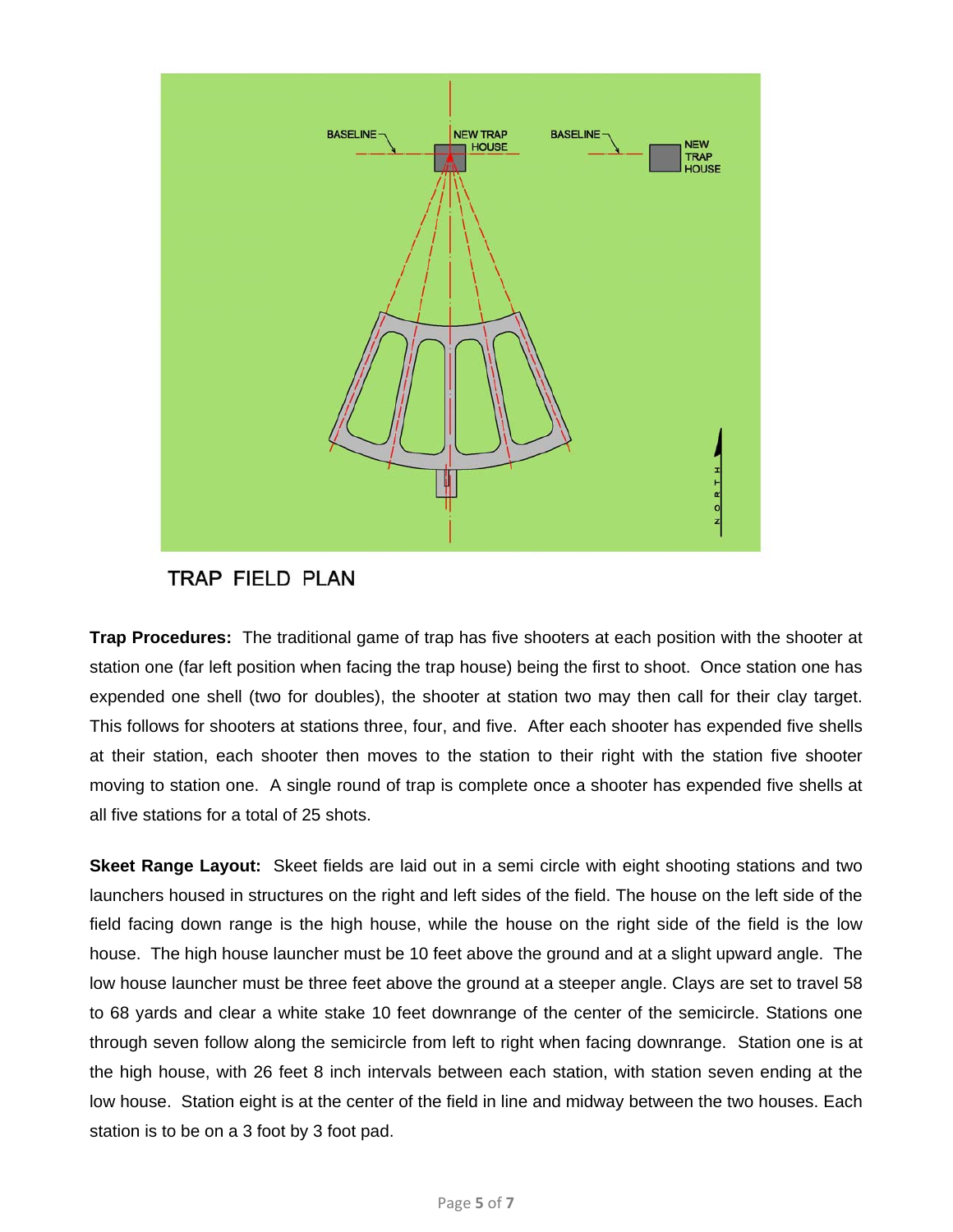TRAP FIELD PLAN

**Trap Procedures:** The traditional game of trap has five shooters at each position with the shooter at station one (far left position when facing the trap house) being the first to shoot. Once station one has expended one shell (two for doubles), the shooter at station two may then call for their clay target. This follows for shooters at stations three, four, and five. After each shooter has expended five shells at their station, each shooter then moves to the station to their right with the station five shooter moving to station one. A single round of trap is complete once a shooter has expended five shells at all five stations for a total of 25 shots.

**Skeet Range Layout:** Skeet fields are laid out in a semi circle with eight shooting stations and two launchers housed in structures on the right and left sides of the field. The house on the left side of the field facing down range is the high house, while the house on the right side of the field is the low house. The high house launcher must be 10 feet above the ground and at a slight upward angle. The low house launcher must be three feet above the ground at a steeper angle. Clays are set to travel 58 to 68 yards and clear a white stake 10 feet downrange of the center of the semicircle. Stations one through seven follow along the semicircle from left to right when facing downrange. Station one is at the high house, with 26 feet 8 inch intervals between each station, with station seven ending at the low house. Station eight is at the center of the field in line and midway between the two houses. Each station is to be on a 3 foot by 3 foot pad.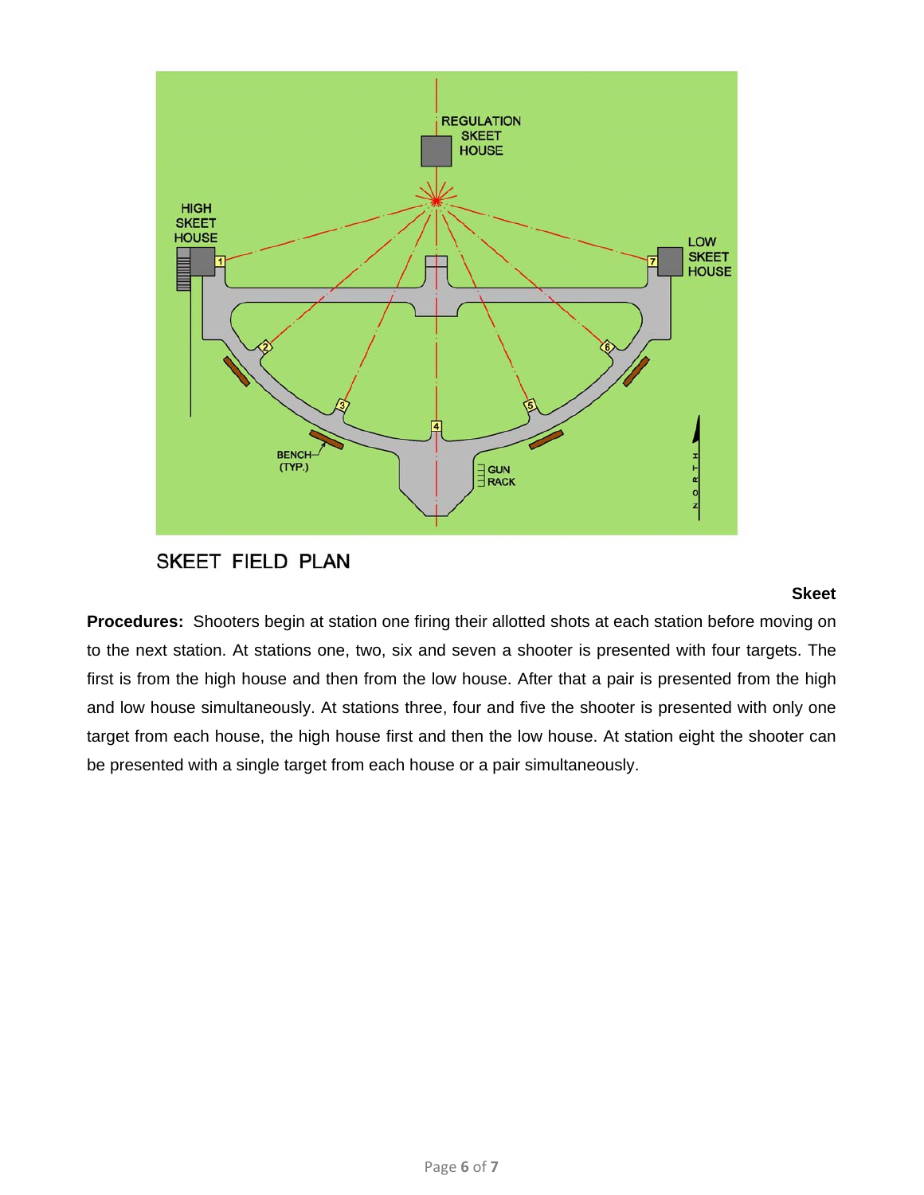SKEET FIELD PLAN

**Skeet**

**Procedures:** Shooters begin at station one firing their allotted shots at each station before moving on to the next station. At stations one, two, six and seven a shooter is presented with four targets. The first is from the high house and then from the low house. After that a pair is presented from the high and low house simultaneously. At stations three, four and five the shooter is presented with only one target from each house, the high house first and then the low house. At station eight the shooter can be presented with a single target from each house or a pair simultaneously.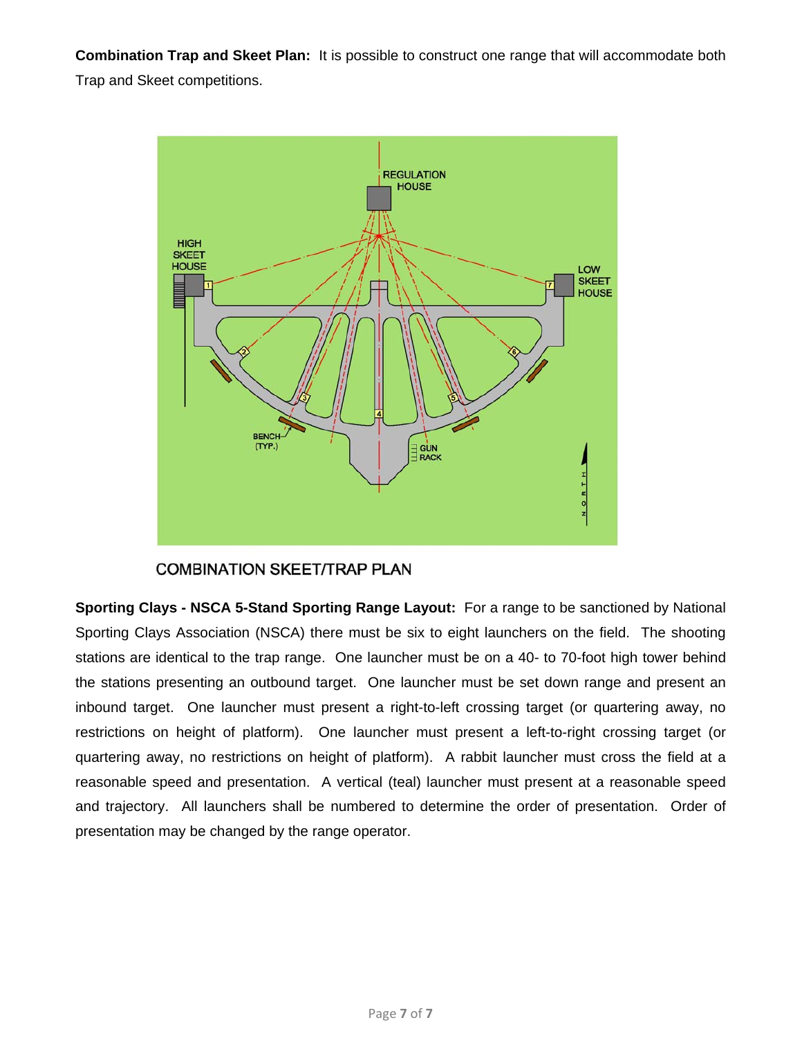**Combination Trap and Skeet Plan:** It is possible to construct one range that will accommodate both Trap and Skeet competitions.

COMBINATION SKEET/TRAP PLAN

**Sporting Clays - NSCA 5-Stand Sporting Range Layout:** For a range to be sanctioned by National Sporting Clays Association (NSCA) there must be six to eight launchers on the field. The shooting stations are identical to the trap range. One launcher must be on a 40- to 70-foot high tower behind the stations presenting an outbound target. One launcher must be set down range and present an inbound target. One launcher must present a right-to-left crossing target (or quartering away, no restrictions on height of platform). One launcher must present a left-to-right crossing target (or quartering away, no restrictions on height of platform). A rabbit launcher must cross the field at a reasonable speed and presentation. A vertical (teal) launcher must present at a reasonable speed and trajectory. All launchers shall be numbered to determine the order of presentation. Order of presentation may be changed by the range operator.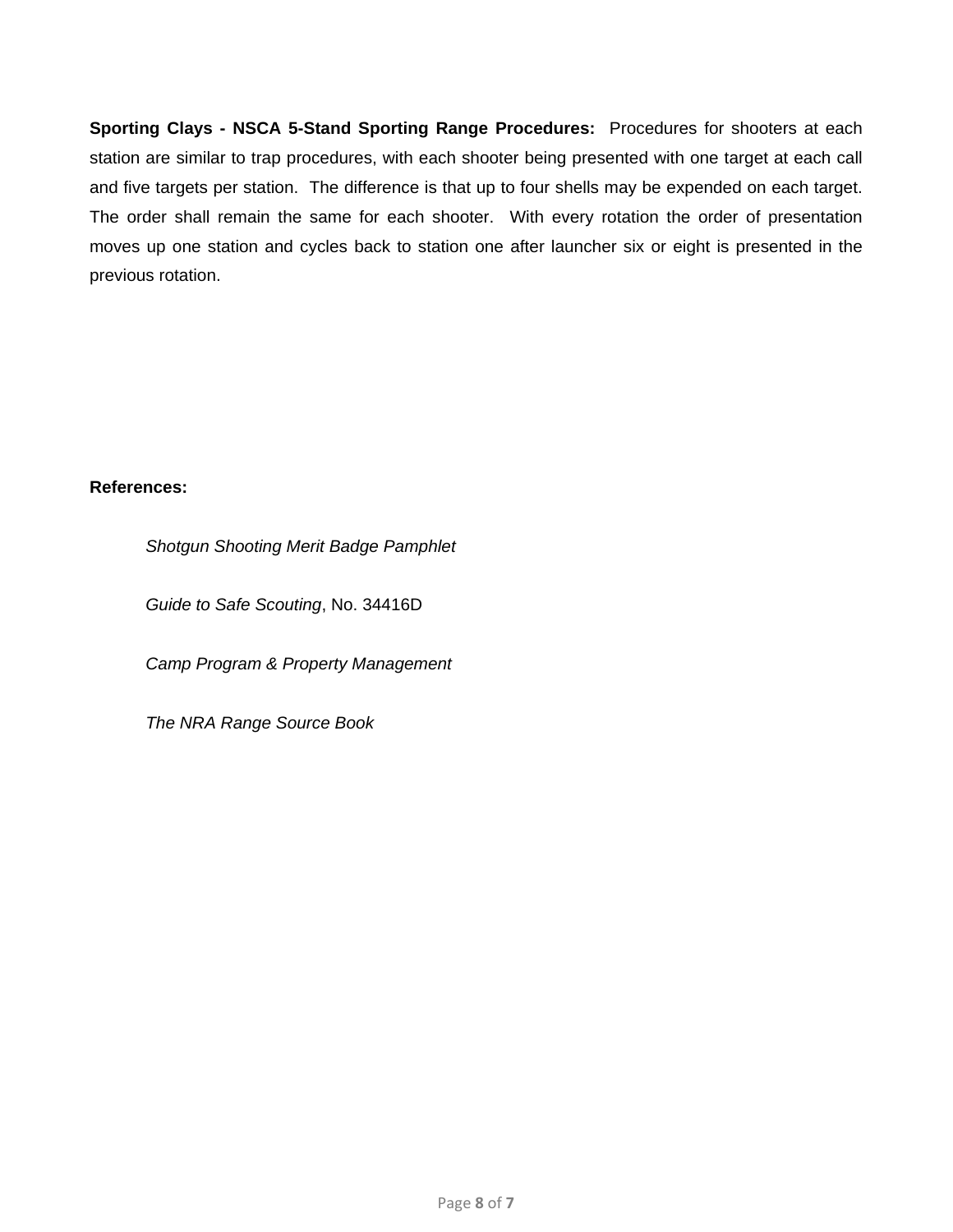**Sporting Clays - NSCA 5-Stand Sporting Range Procedures:** Procedures for shooters at each station are similar to trap procedures, with each shooter being presented with one target at each call and five targets per station. The difference is that up to four shells may be expended on each target. The order shall remain the same for each shooter. With every rotation the order of presentation moves up one station and cycles back to station one after launcher six or eight is presented in the previous rotation.

**References:**

*Shotgun Shooting Merit Badge Pamphlet*

*Guide to Safe Scouting*, No. 34416D

*Camp Program & Property Management*

*The NRA Range Source Book*